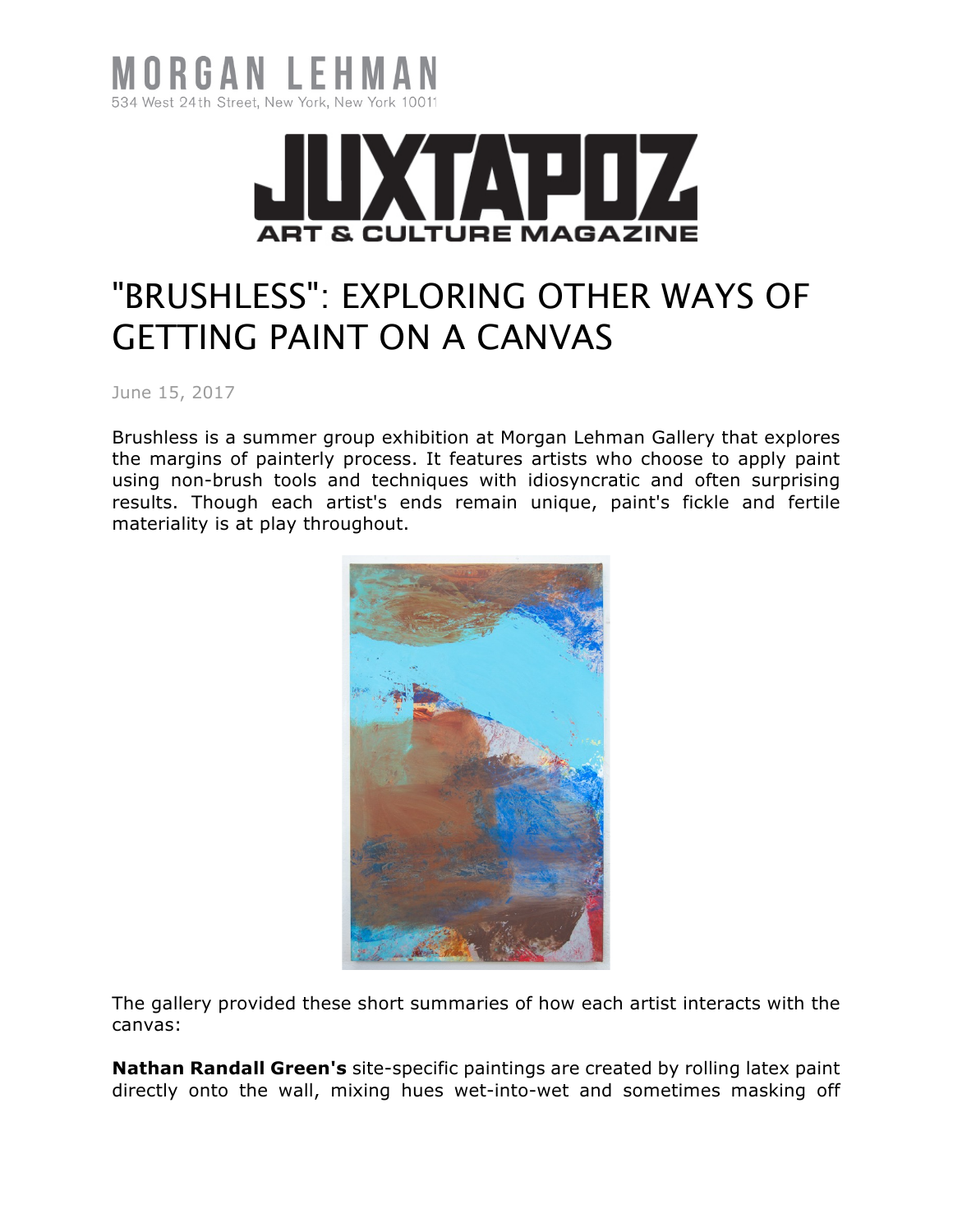MORGAN LEHMAN
534 West 24th Street, New York, New York 10011

JUXTAPOZ
ART & CULTURE MAGAZINE

# "BRUSHLESS": EXPLORING OTHER WAYS OF GETTING PAINT ON A CANVAS

June 15, 2017

Brushless is a summer group exhibition at Morgan Lehman Gallery that explores the margins of painterly process. It features artists who choose to apply paint using non-brush tools and techniques with idiosyncratic and often surprising results. Though each artist's ends remain unique, paint's fickle and fertile materiality is at play throughout.

The gallery provided these short summaries of how each artist interacts with the canvas:

**Nathan Randall Green's** site-specific paintings are created by rolling latex paint directly onto the wall, mixing hues wet-into-wet and sometimes masking off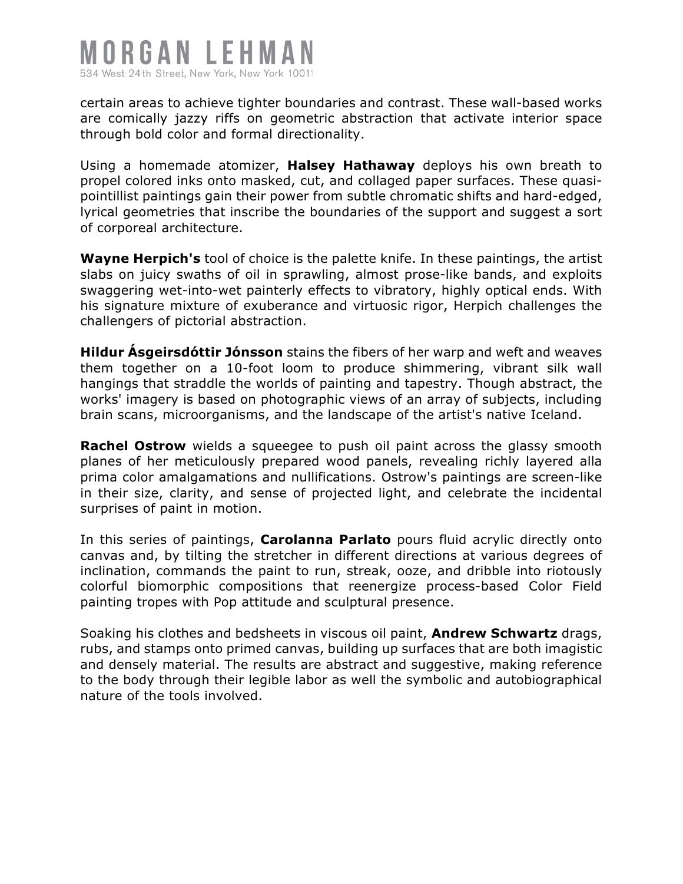certain areas to achieve tighter boundaries and contrast. These wall-based works are comically jazzy riffs on geometric abstraction that activate interior space through bold color and formal directionality.

Using a homemade atomizer, **Halsey Hathaway** deploys his own breath to propel colored inks onto masked, cut, and collaged paper surfaces. These quasi-pointillist paintings gain their power from subtle chromatic shifts and hard-edged, lyrical geometries that inscribe the boundaries of the support and suggest a sort of corporeal architecture.

**Wayne Herpich's** tool of choice is the palette knife. In these paintings, the artist slabs on juicy swaths of oil in sprawling, almost prose-like bands, and exploits swaggering wet-into-wet painterly effects to vibratory, highly optical ends. With his signature mixture of exuberance and virtuosic rigor, Herpich challenges the challengers of pictorial abstraction.

**Hildur Ásgeirsdóttir Jónsson** stains the fibers of her warp and weft and weaves them together on a 10-foot loom to produce shimmering, vibrant silk wall hangings that straddle the worlds of painting and tapestry. Though abstract, the works' imagery is based on photographic views of an array of subjects, including brain scans, microorganisms, and the landscape of the artist's native Iceland.

**Rachel Ostrow** wields a squeegee to push oil paint across the glassy smooth planes of her meticulously prepared wood panels, revealing richly layered alla prima color amalgamations and nullifications. Ostrow's paintings are screen-like in their size, clarity, and sense of projected light, and celebrate the incidental surprises of paint in motion.

In this series of paintings, **Carolanna Parlato** pours fluid acrylic directly onto canvas and, by tilting the stretcher in different directions at various degrees of inclination, commands the paint to run, streak, ooze, and dribble into riotously colorful biomorphic compositions that reenergize process-based Color Field painting tropes with Pop attitude and sculptural presence.

Soaking his clothes and bedsheets in viscous oil paint, **Andrew Schwartz** drags, rubs, and stamps onto primed canvas, building up surfaces that are both imagistic and densely material. The results are abstract and suggestive, making reference to the body through their legible labor as well the symbolic and autobiographical nature of the tools involved.